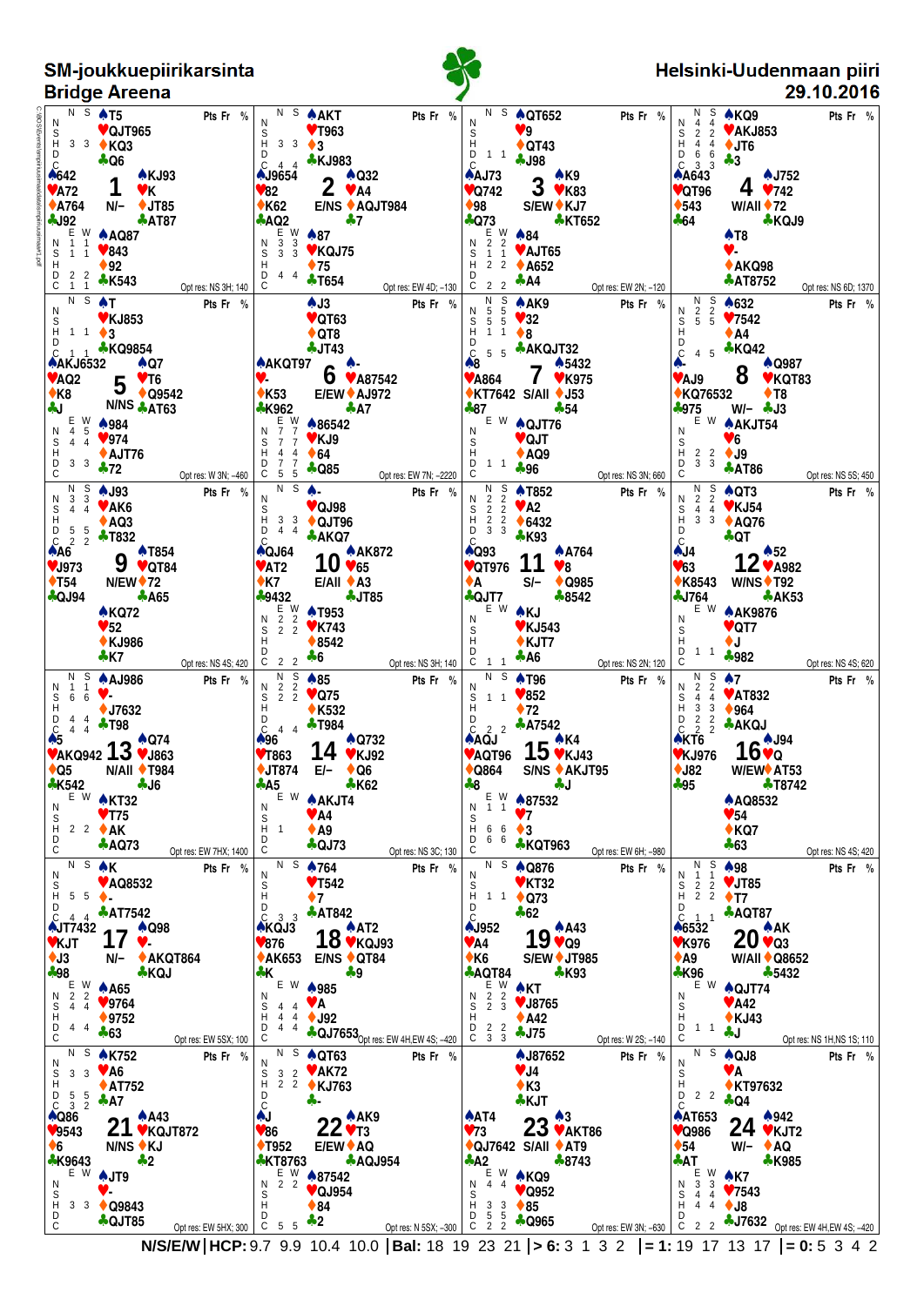# SM-joukkuepiirikarsinta
# Bridge Areena

**Helsinki-Uudenmaan piiri**
**29.10.2016**

---

### Board 1 — N/–

North: ♠T5 ♥QJT965 ♦KQ3 ♣Q6
West: ♠642 ♥A72 ♦A764 ♣J92
East: ♠KJ93 ♥K ♦JT85 ♣AT87
South: ♠AQ87 ♥843 ♦92 ♣K543

Opt res: NS 3H; 140

### Board 2 — E/NS

North: ♠AKT ♥T963 ♦3 ♣KJ983
West: ♠J9654 ♥82 ♦K62 ♣AQ2
East: ♠Q32 ♥A4 ♦AQJT984 ♣7
South: ♠87 ♥KQJ75 ♦75 ♣T654

Opt res: EW 4D; −130

### Board 3 — S/EW

North: ♠QT652 ♥9 ♦QT43 ♣J98
West: ♠AJ73 ♥Q742 ♦98 ♣Q73
East: ♠K9 ♥K83 ♦KJ7 ♣KT652
South: ♠84 ♥AJT65 ♦A652 ♣A4

Opt res: EW 2N; −120

### Board 4 — W/All

North: ♠KQ9 ♥AKJ853 ♦JT6 ♣3
West: ♠A643 ♥QT96 ♦543 ♣64
East: ♠J752 ♥742 ♦72 ♣KQJ9
South: ♠T8 ♥- ♦AKQ98 ♣AT8752

Opt res: NS 6D; 1370

### Board 5 — N/NS

North: ♠T ♥KJ853 ♦3 ♣KQ9854
West: ♠AKJ6532 ♥AQ2 ♦K8 ♣J
East: ♠Q7 ♥T6 ♦Q9542 ♣AT63
South: ♠984 ♥974 ♦AJT76 ♣72

Opt res: W 3N; −460

### Board 6 — E/EW

North: ♠J3 ♥QT63 ♦QT8 ♣JT43
West: ♠AKQT97 ♥- ♦K53 ♣K962
East: ♠- ♥A87542 ♦AJ972 ♣A7
South: ♠86542 ♥KJ9 ♦64 ♣Q85

Opt res: EW 7N; −2220

### Board 7 — S/All

North: ♠AK9 ♥32 ♦8 ♣AKQJT32
West: ♠8 ♥A864 ♦KT7642 ♣87
East: ♠5432 ♥K975 ♦J53 ♣54
South: ♠QJT76 ♥QJT ♦AQ9 ♣96

Opt res: NS 3N; 660

### Board 8 — W/–

North: ♠632 ♥7542 ♦A4 ♣KQ42
West: ♠- ♥AJ9 ♦KQ76532 ♣975
East: ♠Q987 ♥KQT83 ♦T8 ♣J3
South: ♠AKJT54 ♥6 ♦J9 ♣AT86

Opt res: NS 5S; 450

### Board 9 — N/EW

North: ♠J93 ♥AK6 ♦AQ3 ♣T832
West: ♠A6 ♥J973 ♦T54 ♣QJ94
East: ♠T854 ♥QT84 ♦72 ♣A65
South: ♠KQ72 ♥52 ♦KJ986 ♣K7

Opt res: NS 4S; 420

### Board 10 — E/All

North: ♠- ♥QJ98 ♦QJT96 ♣AKQ7
West: ♠QJ64 ♥AT2 ♦K7 ♣9432
East: ♠AK872 ♥65 ♦A3 ♣JT85
South: ♠T953 ♥K743 ♦8542 ♣6

Opt res: NS 3H; 140

### Board 11 — S/–

North: ♠T852 ♥A2 ♦6432 ♣K93
West: ♠Q93 ♥QT976 ♦A ♣QJT7
East: ♠A764 ♥8 ♦Q985 ♣8542
South: ♠KJ ♥KJ543 ♦KJT7 ♣A6

Opt res: NS 2N; 120

### Board 12 — W/NS

North: ♠QT3 ♥KJ54 ♦AQ76 ♣QT
West: ♠J4 ♥63 ♦K8543 ♣J764
East: ♠52 ♥A982 ♦T92 ♣AK53
South: ♠AK9876 ♥QT7 ♦J ♣982

Opt res: NS 4S; 620

### Board 13 — N/All

North: ♠AJ986 ♥- ♦J7632 ♣T98
West: ♠5 ♥AKQ942 ♦Q5 ♣K542
East: ♠Q74 ♥J863 ♦T984 ♣J6
South: ♠KT32 ♥T75 ♦AK ♣AQ73

Opt res: EW 7HX; 1400

### Board 14 — E/–

North: ♠85 ♥Q75 ♦K532 ♣T984
West: ♠96 ♥T863 ♦JT874 ♣A5
East: ♠Q732 ♥KJ92 ♦Q6 ♣K62
South: ♠AKJT4 ♥A4 ♦A9 ♣QJ73

Opt res: NS 3C; 130

### Board 15 — S/NS

North: ♠T96 ♥852 ♦72 ♣A7542
West: ♠AQJ ♥AQT96 ♦Q864 ♣8
East: ♠K4 ♥KJ43 ♦AKJT95 ♣J
South: ♠87532 ♥7 ♦3 ♣KQT963

Opt res: EW 6H; −980

### Board 16 — W/EW

North: ♠7 ♥AT832 ♦964 ♣AKQJ
West: ♠KT6 ♥KJ976 ♦J82 ♣95
East: ♠J94 ♥Q ♦AT53 ♣T8742
South: ♠AQ8532 ♥54 ♦KQ7 ♣63

Opt res: NS 4S; 420

### Board 17 — N/–

North: ♠K ♥AQ8532 ♦- ♣AT7542
West: ♠JT7432 ♥KJT ♦J3 ♣98
East: ♠Q98 ♥- ♦AKQT864 ♣KQJ
South: ♠A65 ♥9764 ♦9752 ♣63

Opt res: EW 5SX; 100

### Board 18 — E/NS

North: ♠764 ♥T542 ♦7 ♣AT842
West: ♠KQJ3 ♥876 ♦AK653 ♣K
East: ♠AT2 ♥KQJ93 ♦QT84 ♣9
South: ♠985 ♥A ♦J92 ♣QJ7653

Opt res: EW 4H,EW 4S; −420

### Board 19 — S/EW

North: ♠Q876 ♥KT32 ♦Q73 ♣62
West: ♠J952 ♥A4 ♦K6 ♣AQT84
East: ♠A43 ♥Q9 ♦JT985 ♣K93
South: ♠KT ♥J8765 ♦A42 ♣J75

Opt res: W 2S; −140

### Board 20 — W/All

North: ♠98 ♥JT85 ♦T7 ♣AQT87
West: ♠6532 ♥K976 ♦A9 ♣K96
East: ♠AK ♥Q3 ♦Q8652 ♣5432
South: ♠QJT74 ♥A42 ♦KJ43 ♣J

Opt res: NS 1H,NS 1S; 110

### Board 21 — N/NS

North: ♠K752 ♥A6 ♦AT752 ♣A7
West: ♠Q86 ♥9543 ♦6 ♣K9643
East: ♠A43 ♥KQJT872 ♦KJ ♣2
South: ♠JT9 ♥- ♦Q9843 ♣QJT85

Opt res: EW 5HX; 300

### Board 22 — E/EW

North: ♠QT63 ♥AK72 ♦KJ763 ♣-
West: ♠J ♥86 ♦T952 ♣KT8763
East: ♠AK9 ♥T3 ♦AQ ♣AQJ954
South: ♠87542 ♥QJ954 ♦84 ♣2

Opt res: N 5SX; −300

### Board 23 — S/All

North: ♠J87652 ♥J4 ♦K3 ♣KJT
West: ♠AT4 ♥73 ♦QJ7642 ♣A2
East: ♠3 ♥AKT86 ♦AT9 ♣8743
South: ♠KQ9 ♥Q952 ♦85 ♣Q965

Opt res: EW 3N; −630

### Board 24 — W/–

North: ♠QJ8 ♥A ♦KT97632 ♣Q4
West: ♠AT653 ♥Q986 ♦54 ♣AT
East: ♠942 ♥KJT2 ♦AQ ♣K985
South: ♠K7 ♥7543 ♦J8 ♣J7632

Opt res: EW 4H,EW 4S; −420

---

**N/S/E/W | HCP:** 9.7 9.9 10.4 10.0 | **Bal:** 18 19 23 21 | **> 6:** 3 1 3 2 | **= 1:** 19 17 13 17 | **= 0:** 5 3 4 2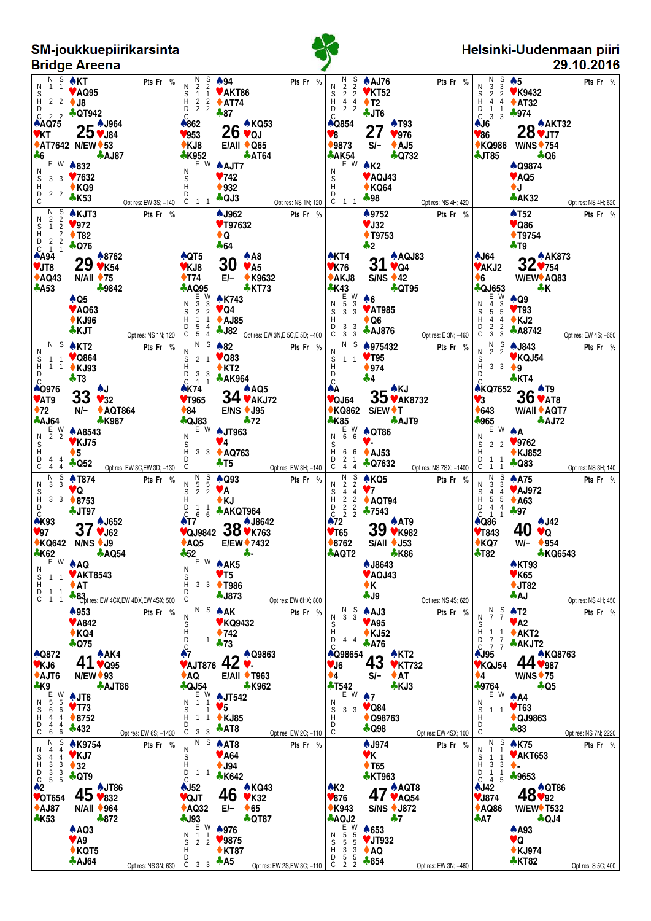# SM-joukkuepiirikarsinta Bridge Areena

# Helsinki-Uudenmaan piiri 29.10.2016

## Board 25 — N/EW

| | |
|---|---|
| North | ♠KT ♥AQ95 ♦J8 ♣QT942 |
| West | ♠AQ75 ♥KT ♦AT7642 ♣6 |
| East | ♠J964 ♥J84 ♦53 ♣AJ87 |
| South | ♠832 ♥7632 ♦KQ9 ♣K53 |

| | N | S | E | W |
|---|---|---|---|---|
| N | 1 | 1 | | |
| S | | | 3 | 3 |
| H | 2 | 2 | | |
| D | | | 2 | 2 |
| C | 2 | 2 | | |

Opt res: EW 3S; −140

## Board 26 — E/All

| | |
|---|---|
| North | ♠94 ♥AKT86 ♦AT74 ♣87 |
| West | ♠862 ♥953 ♦KJ8 ♣K952 |
| East | ♠KQ53 ♥QJ ♦Q65 ♣AT64 |
| South | ♠AJT7 ♥742 ♦932 ♣QJ3 |

| | N | S | E | W |
|---|---|---|---|---|
| N | 2 | 2 | | |
| S | 1 | 1 | | |
| H | 2 | 2 | | |
| D | 2 | 2 | | |
| C | | | 1 | 1 |

Opt res: NS 1N; 120

## Board 27 — S/–

| | |
|---|---|
| North | ♠AJ76 ♥KT52 ♦T2 ♣JT6 |
| West | ♠Q854 ♥8 ♦9873 ♣AK54 |
| East | ♠T93 ♥976 ♦AJ5 ♣Q732 |
| South | ♠K2 ♥AQJ43 ♦KQ64 ♣98 |

| | N | S | E | W |
|---|---|---|---|---|
| N | 2 | 2 | | |
| S | 2 | 2 | | |
| H | 4 | 4 | | |
| D | 2 | 2 | | |
| C | | | 1 | 1 |

Opt res: NS 4H; 420

## Board 28 — W/NS

| | |
|---|---|
| North | ♠5 ♥K9432 ♦AT32 ♣974 |
| West | ♠J6 ♥86 ♦KQ986 ♣JT85 |
| East | ♠AKT32 ♥JT7 ♦754 ♣Q6 |
| South | ♠Q9874 ♥AQ5 ♦J ♣AK32 |

| | N | S | E | W |
|---|---|---|---|---|
| N | 3 | 3 | | |
| S | 2 | 2 | | |
| H | 4 | 4 | | |
| D | 1 | 1 | | |
| C | 3 | 3 | | |

Opt res: NS 4H; 620

## Board 29 — N/All

| | |
|---|---|
| North | ♠KJT3 ♥972 ♦T82 ♣Q76 |
| West | ♠A94 ♥JT8 ♦AQ43 ♣A53 |
| East | ♠8762 ♥K54 ♦75 ♣9842 |
| South | ♠Q5 ♥AQ63 ♦KJ96 ♣KJT |

| | N | S | E | W |
|---|---|---|---|---|
| N | 2 | 2 | | |
| S | 1 | 2 | | |
| H | | 2 | | |
| D | 2 | 2 | | |
| C | 1 | 1 | | |

Opt res: NS 1N; 120

## Board 30 — E/–

| | |
|---|---|
| North | ♠J962 ♥T97632 ♦Q ♣64 |
| West | ♠QT5 ♥KJ8 ♦T74 ♣AQ95 |
| East | ♠A8 ♥A5 ♦K9632 ♣KT73 |
| South | ♠K743 ♥Q4 ♦AJ85 ♣J82 |

| | N | S | E | W |
|---|---|---|---|---|
| N | | | 3 | 3 |
| S | | | 2 | 2 |
| H | | | 1 | 1 |
| D | | | 5 | 5 |
| C | | | 5 | 4 |

Opt res: EW 3N,E 5C,E 5D; −400

## Board 31 — S/NS

| | |
|---|---|
| North | ♠9752 ♥J32 ♦T9753 ♣2 |
| West | ♠KT4 ♥K76 ♦AKJ8 ♣K43 |
| East | ♠AQJ83 ♥Q4 ♦42 ♣QT95 |
| South | ♠6 ♥AT985 ♦Q6 ♣AJ876 |

| | N | S | E | W |
|---|---|---|---|---|
| N | | | 5 | 3 |
| S | | | 3 | 3 |
| H | | | | |
| D | | | 3 | 3 |
| C | | | 3 | 3 |

Opt res: E 3N; −460

## Board 32 — W/EW

| | |
|---|---|
| North | ♠T52 ♥Q86 ♦T9754 ♣T9 |
| West | ♠J64 ♥AKJ2 ♦6 ♣QJ653 |
| East | ♠AK873 ♥754 ♦AQ83 ♣K |
| South | ♠Q9 ♥T93 ♦KJ2 ♣A8742 |

| | N | S | E | W |
|---|---|---|---|---|
| N | | | 4 | 3 |
| S | | | 5 | 5 |
| H | | | 4 | 4 |
| D | | | 2 | 2 |
| C | | | 3 | 3 |

Opt res: EW 4S; −650

## Board 33 — N/–

| | |
|---|---|
| North | ♠KT2 ♥Q864 ♦KJ93 ♣T3 |
| West | ♠Q976 ♥AT9 ♦72 ♣AJ64 |
| East | ♠J ♥32 ♦AQT864 ♣K987 |
| South | ♠A8543 ♥KJ75 ♦5 ♣Q52 |

| | N | S | E | W |
|---|---|---|---|---|
| N | | | 2 | 2 |
| S | 1 | 1 | | |
| H | 1 | 1 | | |
| D | | | 4 | 4 |
| C | | | 4 | 4 |

Opt res: EW 3C,EW 3D; −130

## Board 34 — E/NS

| | |
|---|---|
| North | ♠82 ♥Q83 ♦KT2 ♣AK964 |
| West | ♠K74 ♥T965 ♦84 ♣QJ83 |
| East | ♠AQ5 ♥AKJ72 ♦J95 ♣72 |
| South | ♠JT963 ♥4 ♦AQ763 ♣T5 |

| | N | S | E | W |
|---|---|---|---|---|
| N | | | | |
| S | 2 | 1 | | |
| H | | | 3 | 3 |
| D | 3 | 3 | | |
| C | 1 | 1 | | |

Opt res: EW 3H; −140

## Board 35 — S/EW

| | |
|---|---|
| North | ♠975432 ♥T95 ♦974 ♣4 |
| West | ♠A ♥QJ64 ♦KQ862 ♣K85 |
| East | ♠KJ ♥AK8732 ♦T ♣AJT9 |
| South | ♠QT86 ♥– ♦AJ53 ♣Q7632 |

| | N | S | E | W |
|---|---|---|---|---|
| N | | | 6 | 6 |
| S | 1 | 1 | | |
| H | | | 6 | 6 |
| D | | | 2 | 1 |
| C | | | 4 | 4 |

Opt res: NS 7SX; −1400

## Board 36 — W/All

| | |
|---|---|
| North | ♠J843 ♥KQJ54 ♦9 ♣KT4 |
| West | ♠KQ7652 ♥3 ♦643 ♣965 |
| East | ♠T9 ♥AT8 ♦AQT7 ♣AJ72 |
| South | ♠A ♥9762 ♦KJ852 ♣Q83 |

| | N | S | E | W |
|---|---|---|---|---|
| N | 2 | 2 | | |
| S | | | 2 | 2 |
| H | 3 | 3 | | |
| D | | | 1 | 1 |
| C | | | 1 | 1 |

Opt res: NS 3H; 140

## Board 37 — N/NS

| | |
|---|---|
| North | ♠T874 ♥Q ♦8753 ♣JT97 |
| West | ♠K93 ♥97 ♦KQ642 ♣K62 |
| East | ♠J652 ♥J62 ♦J9 ♣AQ54 |
| South | ♠AQ ♥AKT8543 ♦AT ♣83 |

| | N | S | E | W |
|---|---|---|---|---|
| N | 3 | 3 | | |
| S | | | 1 | 1 |
| H | 3 | 3 | | |
| D | | | 1 | 1 |
| C | | | 1 | 1 |

Opt res: EW 4CX,EW 4DX,EW 4SX; 500

## Board 38 — E/EW

| | |
|---|---|
| North | ♠Q93 ♥A ♦KJ ♣AKQT964 |
| West | ♠T7 ♥QJ9842 ♦AQ5 ♣52 |
| East | ♠J8642 ♥K763 ♦7432 ♣– |
| South | ♠AK5 ♥T5 ♦T986 ♣J873 |

| | N | S | E | W |
|---|---|---|---|---|
| N | 5 | 5 | | |
| S | 2 | 2 | | |
| H | | | 3 | 3 |
| D | 1 | 1 | | |
| C | 6 | 6 | | |

Opt res: EW 6HX; 800

## Board 39 — S/All

| | |
|---|---|
| North | ♠KQ5 ♥7 ♦AQT94 ♣7543 |
| West | ♠72 ♥T65 ♦8762 ♣AQT2 |
| East | ♠AT9 ♥K982 ♦J53 ♣K86 |
| South | ♠J8643 ♥AQJ43 ♦K ♣J9 |

| | N | S | E | W |
|---|---|---|---|---|
| N | 2 | 2 | | |
| S | 4 | 4 | | |
| H | 2 | 2 | | |
| D | 2 | 2 | | |
| C | 2 | 2 | | |

Opt res: NS 4S; 620

## Board 40 — W/NS

| | |
|---|---|
| North | ♠A75 ♥AJ972 ♦A63 ♣97 |
| West | ♠Q86 ♥T843 ♦KQ7 ♣T82 |
| East | ♠J42 ♥Q ♦954 ♣KQ6543 |
| South | ♠KT93 ♥K65 ♦JT82 ♣AJ |

| | N | S | E | W |
|---|---|---|---|---|
| N | 3 | 3 | | |
| S | 4 | 4 | | |
| H | 5 | 5 | | |
| D | 4 | 4 | | |
| C | 1 | 1 | | |

Opt res: NS 4H; 450

## Board 41 — N/EW

| | |
|---|---|
| North | ♠953 ♥A842 ♦KQ4 ♣Q75 |
| West | ♠Q872 ♥KJ6 ♦AJT6 ♣K9 |
| East | ♠AK4 ♥Q95 ♦93 ♣AJT86 |
| South | ♠JT6 ♥T73 ♦8752 ♣432 |

| | N | S | E | W |
|---|---|---|---|---|
| N | | | 5 | 5 |
| S | | | 6 | 6 |
| H | | | 4 | 4 |
| D | | | 4 | 4 |
| C | | | 6 | 6 |

Opt res: EW 6S; −1430

## Board 42 — E/All

| | |
|---|---|
| North | ♠AK ♥KQ9432 ♦742 ♣73 |
| West | ♠7 ♥AJT876 ♦AQ ♣QJ54 |
| East | ♠Q9863 ♥– ♦T963 ♣K962 |
| South | ♠JT542 ♥5 ♦KJ85 ♣AT8 |

| | N | S | E | W |
|---|---|---|---|---|
| N | | | 1 | 1 |
| S | | | 1 | 1 |
| H | | | 1 | 1 |
| D | | 1 | | |
| C | | | 3 | 3 |

Opt res: EW 2C; −110

## Board 43 — S/–

| | |
|---|---|
| North | ♠AJ3 ♥A95 ♦KJ52 ♣A76 |
| West | ♠Q98654 ♥J6 ♦4 ♣T542 |
| East | ♠KT2 ♥KT732 ♦AT ♣KJ3 |
| South | ♠7 ♥Q84 ♦Q98763 ♣Q98 |

| | N | S | E | W |
|---|---|---|---|---|
| N | 3 | 3 | | |
| S | | | 3 | 3 |
| H | | | | |
| D | 4 | 4 | | |
| C | | | | |

Opt res: EW 4SX; 100

## Board 44 — W/NS

| | |
|---|---|
| North | ♠T2 ♥A2 ♦AKT2 ♣AKJT2 |
| West | ♠J95 ♥KQJ54 ♦4 ♣9764 |
| East | ♠KQ8763 ♥987 ♦75 ♣Q5 |
| South | ♠A4 ♥T63 ♦QJ9863 ♣83 |

| | N | S | E | W |
|---|---|---|---|---|
| N | 7 | 7 | | |
| S | | | 1 | 1 |
| H | 1 | 1 | | |
| D | 7 | 7 | | |
| C | 7 | 7 | | |

Opt res: NS 7N; 2220

## Board 45 — N/All

| | |
|---|---|
| North | ♠K9754 ♥KJ7 ♦32 ♣QT9 |
| West | ♠2 ♥QT654 ♦AJ87 ♣K53 |
| East | ♠JT86 ♥832 ♦964 ♣872 |
| South | ♠AQ3 ♥A9 ♦KQT5 ♣AJ64 |

| | N | S | E | W |
|---|---|---|---|---|
| N | 4 | 4 | | |
| S | 4 | 4 | | |
| H | 3 | 3 | | |
| D | 3 | 3 | | |
| C | 5 | 5 | | |

Opt res: NS 3N; 630

## Board 46 — E/–

| | |
|---|---|
| North | ♠AT8 ♥A64 ♦J94 ♣K642 |
| West | ♠J52 ♥QJT ♦AQ32 ♣J93 |
| East | ♠KQ43 ♥K32 ♦65 ♣QT87 |
| South | ♠976 ♥9875 ♦KT87 ♣A5 |

| | N | S | E | W |
|---|---|---|---|---|
| N | | | 1 | 1 |
| S | | | 2 | 2 |
| H | | | | |
| D | 1 | 1 | | |
| C | | | 3 | 3 |

Opt res: EW 2S,EW 3C; −110

## Board 47 — S/NS

| | |
|---|---|
| North | ♠J974 ♥K ♦T65 ♣KT963 |
| West | ♠K2 ♥876 ♦K943 ♣AQJ2 |
| East | ♠AQT8 ♥AQ54 ♦J872 ♣7 |
| South | ♠653 ♥JT932 ♦AQ ♣854 |

| | N | S | E | W |
|---|---|---|---|---|
| N | | | 5 | 5 |
| S | | | 5 | 5 |
| H | | | 3 | 3 |
| D | | | 5 | 5 |
| C | | | 2 | 2 |

Opt res: EW 3N; −460

## Board 48 — W/EW

| | |
|---|---|
| North | ♠K75 ♥AKT653 ♦– ♣9653 |
| West | ♠J42 ♥J874 ♦AQ86 ♣A7 |
| East | ♠QT86 ♥92 ♦T532 ♣QJ4 |
| South | ♠A93 ♥Q ♦KJ974 ♣KT82 |

| | N | S | E | W |
|---|---|---|---|---|
| N | 1 | 1 | | |
| S | 1 | 1 | | |
| H | 3 | 3 | | |
| D | 1 | 1 | | |
| C | 4 | 5 | | |

Opt res: S 5C; 400